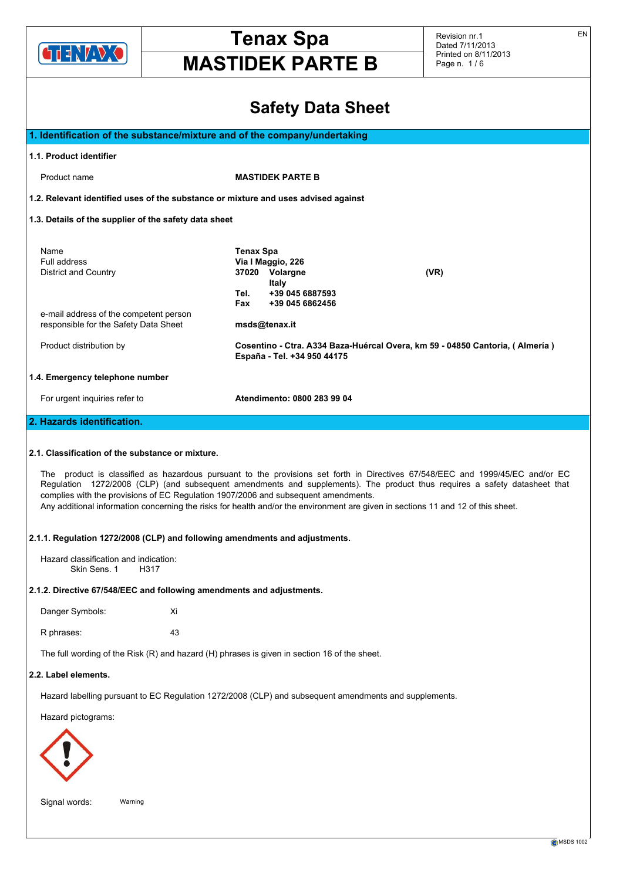# Tenax Spa

# MASTIDEK PARTE B

## Safety Data Sheet

### 1. Identification of the substance/mixture and of the company/undertaking

**1.1. Product identifier**

Product name **MASTIDEK PARTE B**

**1.2. Relevant identified uses of the substance or mixture and uses advised against**

**1.3. Details of the supplier of the safety data sheet**

| | |
|---|---|
| Name | **Tenax Spa** |
| Full address | **Via I Maggio, 226** |
| District and Country | **37020 Volargne (VR)** |
| | **Italy** |
| | **Tel. +39 045 6887593** |
| | **Fax +39 045 6862456** |
| e-mail address of the competent person responsible for the Safety Data Sheet | **msds@tenax.it** |
| Product distribution by | **Cosentino - Ctra. A334 Baza-Huércal Overa, km 59 - 04850 Cantoria, ( Almería ) España - Tel. +34 950 44175** |

**1.4. Emergency telephone number**

For urgent inquiries refer to **Atendimento: 0800 283 99 04**

### 2. Hazards identification.

**2.1. Classification of the substance or mixture.**

The product is classified as hazardous pursuant to the provisions set forth in Directives 67/548/EEC and 1999/45/EC and/or EC Regulation 1272/2008 (CLP) (and subsequent amendments and supplements). The product thus requires a safety datasheet that complies with the provisions of EC Regulation 1907/2006 and subsequent amendments.

Any additional information concerning the risks for health and/or the environment are given in sections 11 and 12 of this sheet.

**2.1.1. Regulation 1272/2008 (CLP) and following amendments and adjustments.**

Hazard classification and indication:
Skin Sens. 1 H317

**2.1.2. Directive 67/548/EEC and following amendments and adjustments.**

Danger Symbols: Xi

R phrases: 43

The full wording of the Risk (R) and hazard (H) phrases is given in section 16 of the sheet.

**2.2. Label elements.**

Hazard labelling pursuant to EC Regulation 1272/2008 (CLP) and subsequent amendments and supplements.

Hazard pictograms:

Signal words: Warning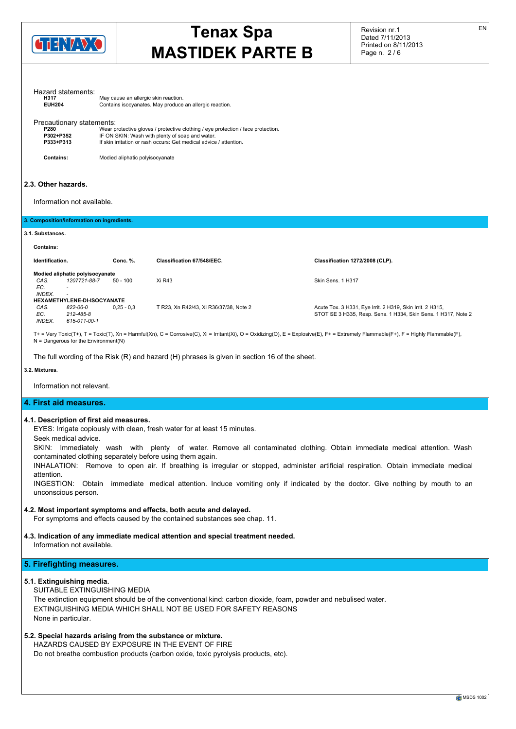Hazard statements:

| | |
|---|---|
| **H317** | May cause an allergic skin reaction. |
| **EUH204** | Contains isocyanates. May produce an allergic reaction. |

Precautionary statements:

| | |
|---|---|
| **P280** | Wear protective gloves / protective clothing / eye protection / face protection. |
| **P302+P352** | IF ON SKIN: Wash with plenty of soap and water. |
| **P333+P313** | If skin irritation or rash occurs: Get medical advice / attention. |

**Contains:** Modied aliphatic polyisocyanate

### 2.3. Other hazards.

Information not available.

## 3. Composition/information on ingredients.

### 3.1. Substances.

**Contains:**

| Identification. | | Conc. %. | Classification 67/548/EEC. | Classification 1272/2008 (CLP). |
|---|---|---|---|---|
| **Modied aliphatic polyisocyanate** | | | | |
| *CAS.* | *1207721-88-7* | 50 - 100 | Xi R43 | Skin Sens. 1 H317 |
| *EC.* | - | | | |
| *INDEX.* | - | | | |
| **HEXAMETHYLENE-DI-ISOCYANATE** | | | | |
| *CAS.* | *822-06-0* | 0,25 - 0,3 | T R23, Xn R42/43, Xi R36/37/38, Note 2 | Acute Tox. 3 H331, Eye Irrit. 2 H319, Skin Irrit. 2 H315, STOT SE 3 H335, Resp. Sens. 1 H334, Skin Sens. 1 H317, Note 2 |
| *EC.* | *212-485-8* | | | |
| *INDEX.* | *615-011-00-1* | | | |

T+ = Very Toxic(T+), T = Toxic(T), Xn = Harmful(Xn), C = Corrosive(C), Xi = Irritant(Xi), O = Oxidizing(O), E = Explosive(E), F+ = Extremely Flammable(F+), F = Highly Flammable(F), N = Dangerous for the Environment(N)

The full wording of the Risk (R) and hazard (H) phrases is given in section 16 of the sheet.

### 3.2. Mixtures.

Information not relevant.

## 4. First aid measures.

### 4.1. Description of first aid measures.

EYES: Irrigate copiously with clean, fresh water for at least 15 minutes.

Seek medical advice.

SKIN: Immediately wash with plenty of water. Remove all contaminated clothing. Obtain immediate medical attention. Wash contaminated clothing separately before using them again.

INHALATION: Remove to open air. If breathing is irregular or stopped, administer artificial respiration. Obtain immediate medical attention.

INGESTION: Obtain immediate medical attention. Induce vomiting only if indicated by the doctor. Give nothing by mouth to an unconscious person.

### 4.2. Most important symptoms and effects, both acute and delayed.

For symptoms and effects caused by the contained substances see chap. 11.

### 4.3. Indication of any immediate medical attention and special treatment needed.

Information not available.

## 5. Firefighting measures.

### 5.1. Extinguishing media.

SUITABLE EXTINGUISHING MEDIA

The extinction equipment should be of the conventional kind: carbon dioxide, foam, powder and nebulised water.

EXTINGUISHING MEDIA WHICH SHALL NOT BE USED FOR SAFETY REASONS

None in particular.

### 5.2. Special hazards arising from the substance or mixture.

HAZARDS CAUSED BY EXPOSURE IN THE EVENT OF FIRE

Do not breathe combustion products (carbon oxide, toxic pyrolysis products, etc).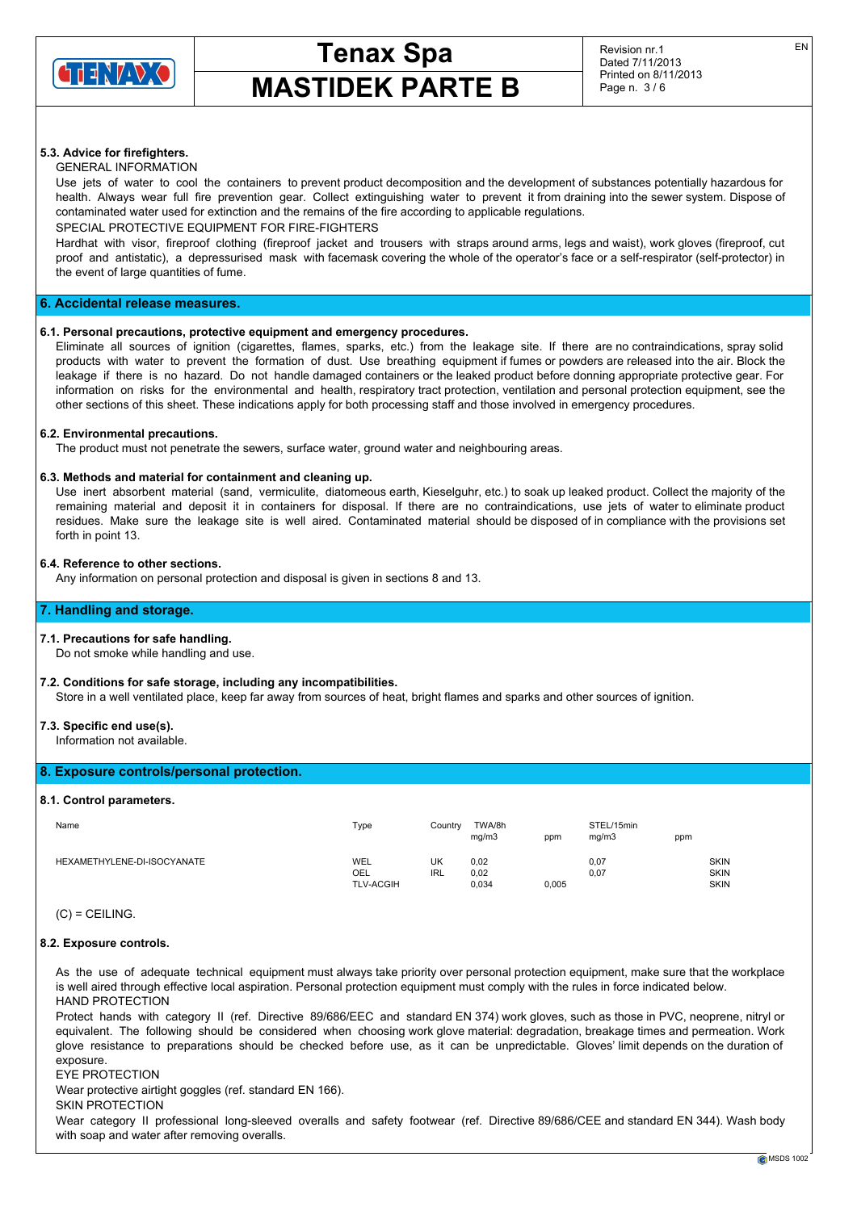### 5.3. Advice for firefighters.

GENERAL INFORMATION

Use jets of water to cool the containers to prevent product decomposition and the development of substances potentially hazardous for health. Always wear full fire prevention gear. Collect extinguishing water to prevent it from draining into the sewer system. Dispose of contaminated water used for extinction and the remains of the fire according to applicable regulations.

SPECIAL PROTECTIVE EQUIPMENT FOR FIRE-FIGHTERS

Hardhat with visor, fireproof clothing (fireproof jacket and trousers with straps around arms, legs and waist), work gloves (fireproof, cut proof and antistatic), a depressurised mask with facemask covering the whole of the operator's face or a self-respirator (self-protector) in the event of large quantities of fume.

## 6. Accidental release measures.

### 6.1. Personal precautions, protective equipment and emergency procedures.

Eliminate all sources of ignition (cigarettes, flames, sparks, etc.) from the leakage site. If there are no contraindications, spray solid products with water to prevent the formation of dust. Use breathing equipment if fumes or powders are released into the air. Block the leakage if there is no hazard. Do not handle damaged containers or the leaked product before donning appropriate protective gear. For information on risks for the environmental and health, respiratory tract protection, ventilation and personal protection equipment, see the other sections of this sheet. These indications apply for both processing staff and those involved in emergency procedures.

### 6.2. Environmental precautions.

The product must not penetrate the sewers, surface water, ground water and neighbouring areas.

### 6.3. Methods and material for containment and cleaning up.

Use inert absorbent material (sand, vermiculite, diatomeous earth, Kieselguhr, etc.) to soak up leaked product. Collect the majority of the remaining material and deposit it in containers for disposal. If there are no contraindications, use jets of water to eliminate product residues. Make sure the leakage site is well aired. Contaminated material should be disposed of in compliance with the provisions set forth in point 13.

### 6.4. Reference to other sections.

Any information on personal protection and disposal is given in sections 8 and 13.

## 7. Handling and storage.

### 7.1. Precautions for safe handling.

Do not smoke while handling and use.

### 7.2. Conditions for safe storage, including any incompatibilities.

Store in a well ventilated place, keep far away from sources of heat, bright flames and sparks and other sources of ignition.

### 7.3. Specific end use(s).

Information not available.

## 8. Exposure controls/personal protection.

### 8.1. Control parameters.

| Name | Type | Country | TWA/8h mg/m3 | ppm | STEL/15min mg/m3 | ppm | |
|---|---|---|---|---|---|---|---|
| HEXAMETHYLENE-DI-ISOCYANATE | WEL | UK | 0,02 | | 0,07 | | SKIN |
| | OEL | IRL | 0,02 | | 0,07 | | SKIN |
| | TLV-ACGIH | | 0,034 | 0,005 | | | SKIN |

(C) = CEILING.

### 8.2. Exposure controls.

As the use of adequate technical equipment must always take priority over personal protection equipment, make sure that the workplace is well aired through effective local aspiration. Personal protection equipment must comply with the rules in force indicated below.

HAND PROTECTION

Protect hands with category II (ref. Directive 89/686/EEC and standard EN 374) work gloves, such as those in PVC, neoprene, nitryl or equivalent. The following should be considered when choosing work glove material: degradation, breakage times and permeation. Work glove resistance to preparations should be checked before use, as it can be unpredictable. Gloves' limit depends on the duration of exposure.

EYE PROTECTION

Wear protective airtight goggles (ref. standard EN 166).

SKIN PROTECTION

Wear category II professional long-sleeved overalls and safety footwear (ref. Directive 89/686/CEE and standard EN 344). Wash body with soap and water after removing overalls.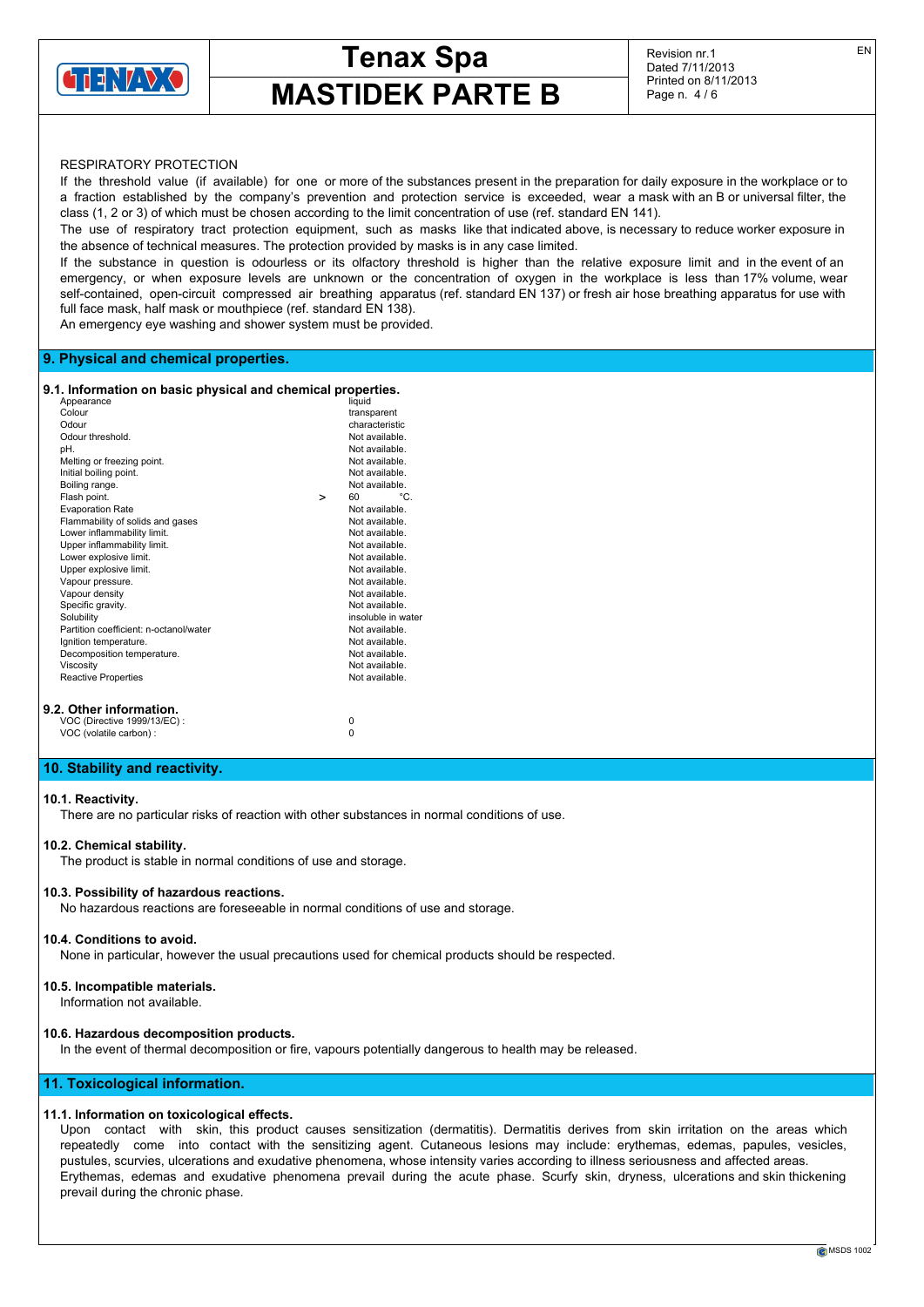RESPIRATORY PROTECTION

If the threshold value (if available) for one or more of the substances present in the preparation for daily exposure in the workplace or to a fraction established by the company's prevention and protection service is exceeded, wear a mask with an B or universal filter, the class (1, 2 or 3) of which must be chosen according to the limit concentration of use (ref. standard EN 141).

The use of respiratory tract protection equipment, such as masks like that indicated above, is necessary to reduce worker exposure in the absence of technical measures. The protection provided by masks is in any case limited.

If the substance in question is odourless or its olfactory threshold is higher than the relative exposure limit and in the event of an emergency, or when exposure levels are unknown or the concentration of oxygen in the workplace is less than 17% volume, wear self-contained, open-circuit compressed air breathing apparatus (ref. standard EN 137) or fresh air hose breathing apparatus for use with full face mask, half mask or mouthpiece (ref. standard EN 138).

An emergency eye washing and shower system must be provided.

## 9. Physical and chemical properties.

### 9.1. Information on basic physical and chemical properties.

| Property | | Value |
|---|---|---|
| Appearance | | liquid |
| Colour | | transparent |
| Odour | | characteristic |
| Odour threshold. | | Not available. |
| pH. | | Not available. |
| Melting or freezing point. | | Not available. |
| Initial boiling point. | | Not available. |
| Boiling range. | | Not available. |
| Flash point. | > | 60 °C. |
| Evaporation Rate | | Not available. |
| Flammability of solids and gases | | Not available. |
| Lower inflammability limit. | | Not available. |
| Upper inflammability limit. | | Not available. |
| Lower explosive limit. | | Not available. |
| Upper explosive limit. | | Not available. |
| Vapour pressure. | | Not available. |
| Vapour density | | Not available. |
| Specific gravity. | | Not available. |
| Solubility | | insoluble in water |
| Partition coefficient: n-octanol/water | | Not available. |
| Ignition temperature. | | Not available. |
| Decomposition temperature. | | Not available. |
| Viscosity | | Not available. |
| Reactive Properties | | Not available. |

### 9.2. Other information.

| | |
|---|---|
| VOC (Directive 1999/13/EC) : | 0 |
| VOC (volatile carbon) : | 0 |

## 10. Stability and reactivity.

### 10.1. Reactivity.

There are no particular risks of reaction with other substances in normal conditions of use.

### 10.2. Chemical stability.

The product is stable in normal conditions of use and storage.

### 10.3. Possibility of hazardous reactions.

No hazardous reactions are foreseeable in normal conditions of use and storage.

### 10.4. Conditions to avoid.

None in particular, however the usual precautions used for chemical products should be respected.

### 10.5. Incompatible materials.

Information not available.

### 10.6. Hazardous decomposition products.

In the event of thermal decomposition or fire, vapours potentially dangerous to health may be released.

## 11. Toxicological information.

### 11.1. Information on toxicological effects.

Upon contact with skin, this product causes sensitization (dermatitis). Dermatitis derives from skin irritation on the areas which repeatedly come into contact with the sensitizing agent. Cutaneous lesions may include: erythemas, edemas, papules, vesicles, pustules, scurvies, ulcerations and exudative phenomena, whose intensity varies according to illness seriousness and affected areas. Erythemas, edemas and exudative phenomena prevail during the acute phase. Scurfy skin, dryness, ulcerations and skin thickening prevail during the chronic phase.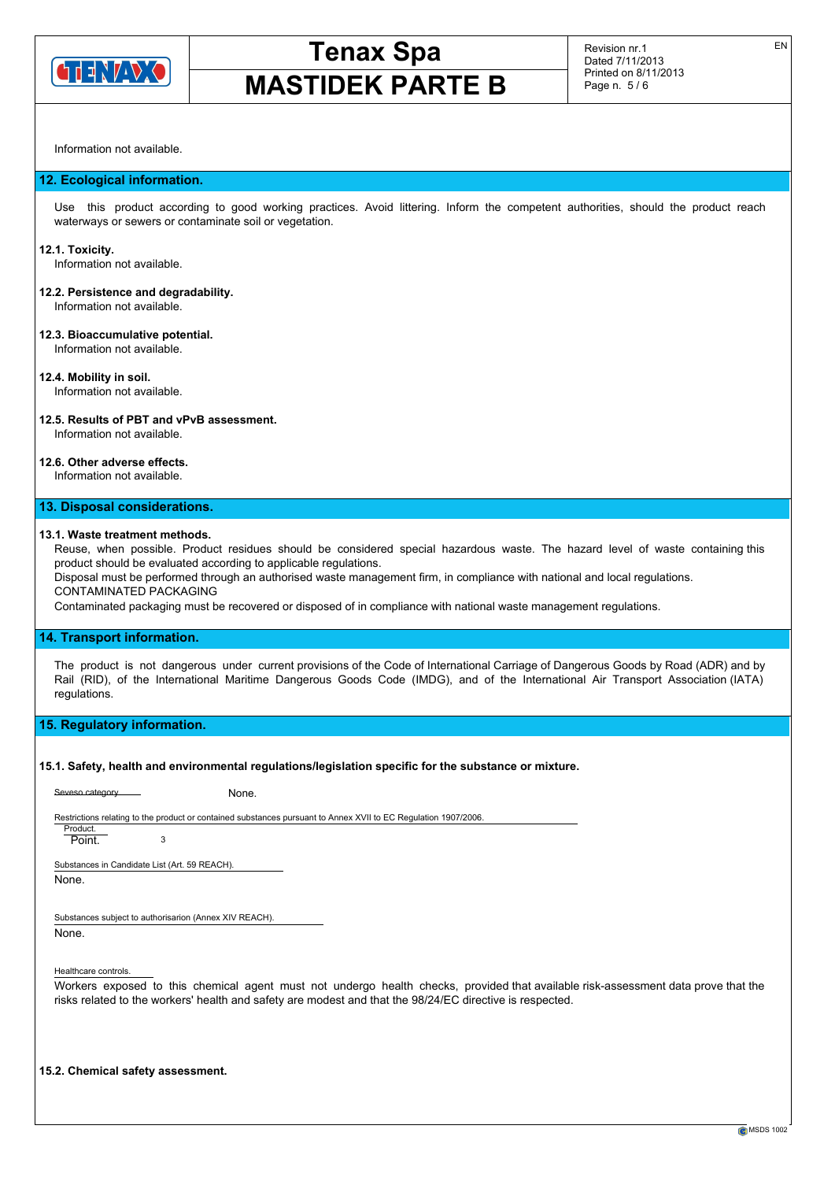Information not available.

## 12. Ecological information.

Use this product according to good working practices. Avoid littering. Inform the competent authorities, should the product reach waterways or sewers or contaminate soil or vegetation.

**12.1. Toxicity.**
Information not available.

**12.2. Persistence and degradability.**
Information not available.

**12.3. Bioaccumulative potential.**
Information not available.

**12.4. Mobility in soil.**
Information not available.

**12.5. Results of PBT and vPvB assessment.**
Information not available.

**12.6. Other adverse effects.**
Information not available.

## 13. Disposal considerations.

**13.1. Waste treatment methods.**
Reuse, when possible. Product residues should be considered special hazardous waste. The hazard level of waste containing this product should be evaluated according to applicable regulations.
Disposal must be performed through an authorised waste management firm, in compliance with national and local regulations.
CONTAMINATED PACKAGING
Contaminated packaging must be recovered or disposed of in compliance with national waste management regulations.

## 14. Transport information.

The product is not dangerous under current provisions of the Code of International Carriage of Dangerous Goods by Road (ADR) and by Rail (RID), of the International Maritime Dangerous Goods Code (IMDG), and of the International Air Transport Association (IATA) regulations.

## 15. Regulatory information.

**15.1. Safety, health and environmental regulations/legislation specific for the substance or mixture.**

Seveso category    None.

Restrictions relating to the product or contained substances pursuant to Annex XVII to EC Regulation 1907/2006.

Product.
Point.    3

Substances in Candidate List (Art. 59 REACH).
None.

Substances subject to authorisarion (Annex XIV REACH).
None.

Healthcare controls.
Workers exposed to this chemical agent must not undergo health checks, provided that available risk-assessment data prove that the risks related to the workers' health and safety are modest and that the 98/24/EC directive is respected.

**15.2. Chemical safety assessment.**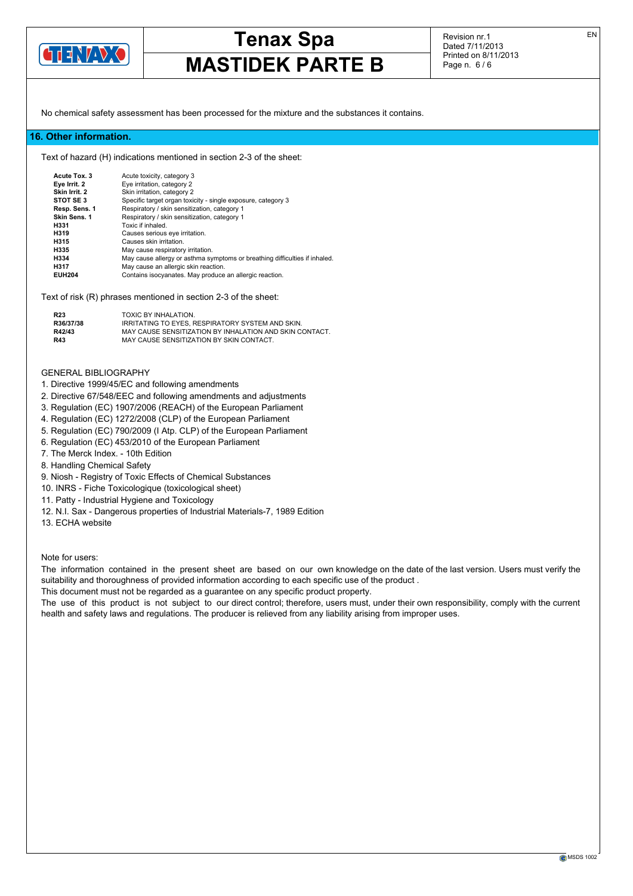No chemical safety assessment has been processed for the mixture and the substances it contains.

## 16. Other information.

Text of hazard (H) indications mentioned in section 2-3 of the sheet:

| | |
|---|---|
| **Acute Tox. 3** | Acute toxicity, category 3 |
| **Eye Irrit. 2** | Eye irritation, category 2 |
| **Skin Irrit. 2** | Skin irritation, category 2 |
| **STOT SE 3** | Specific target organ toxicity - single exposure, category 3 |
| **Resp. Sens. 1** | Respiratory / skin sensitization, category 1 |
| **Skin Sens. 1** | Respiratory / skin sensitization, category 1 |
| **H331** | Toxic if inhaled. |
| **H319** | Causes serious eye irritation. |
| **H315** | Causes skin irritation. |
| **H335** | May cause respiratory irritation. |
| **H334** | May cause allergy or asthma symptoms or breathing difficulties if inhaled. |
| **H317** | May cause an allergic skin reaction. |
| **EUH204** | Contains isocyanates. May produce an allergic reaction. |

Text of risk (R) phrases mentioned in section 2-3 of the sheet:

| | |
|---|---|
| **R23** | TOXIC BY INHALATION. |
| **R36/37/38** | IRRITATING TO EYES, RESPIRATORY SYSTEM AND SKIN. |
| **R42/43** | MAY CAUSE SENSITIZATION BY INHALATION AND SKIN CONTACT. |
| **R43** | MAY CAUSE SENSITIZATION BY SKIN CONTACT. |

GENERAL BIBLIOGRAPHY

1. Directive 1999/45/EC and following amendments
2. Directive 67/548/EEC and following amendments and adjustments
3. Regulation (EC) 1907/2006 (REACH) of the European Parliament
4. Regulation (EC) 1272/2008 (CLP) of the European Parliament
5. Regulation (EC) 790/2009 (I Atp. CLP) of the European Parliament
6. Regulation (EC) 453/2010 of the European Parliament
7. The Merck Index. - 10th Edition
8. Handling Chemical Safety
9. Niosh - Registry of Toxic Effects of Chemical Substances
10. INRS - Fiche Toxicologique (toxicological sheet)
11. Patty - Industrial Hygiene and Toxicology
12. N.I. Sax - Dangerous properties of Industrial Materials-7, 1989 Edition
13. ECHA website

Note for users:

The information contained in the present sheet are based on our own knowledge on the date of the last version. Users must verify the suitability and thoroughness of provided information according to each specific use of the product .

This document must not be regarded as a guarantee on any specific product property.

The use of this product is not subject to our direct control; therefore, users must, under their own responsibility, comply with the current health and safety laws and regulations. The producer is relieved from any liability arising from improper uses.